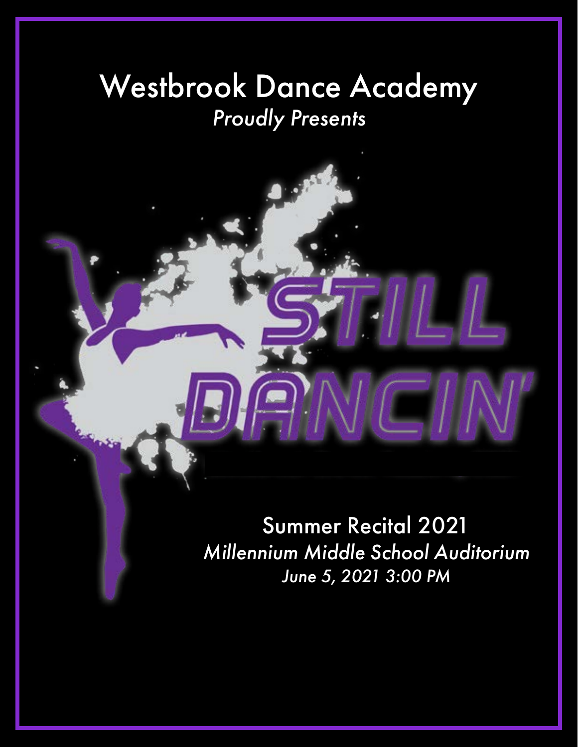# Westbrook Dance Academy

*Proudly Presents*

# STILL DANCIN'

## Summer Recital 2021

*Millennium Middle School Auditorium*

*June 5, 2021 3:00 PM*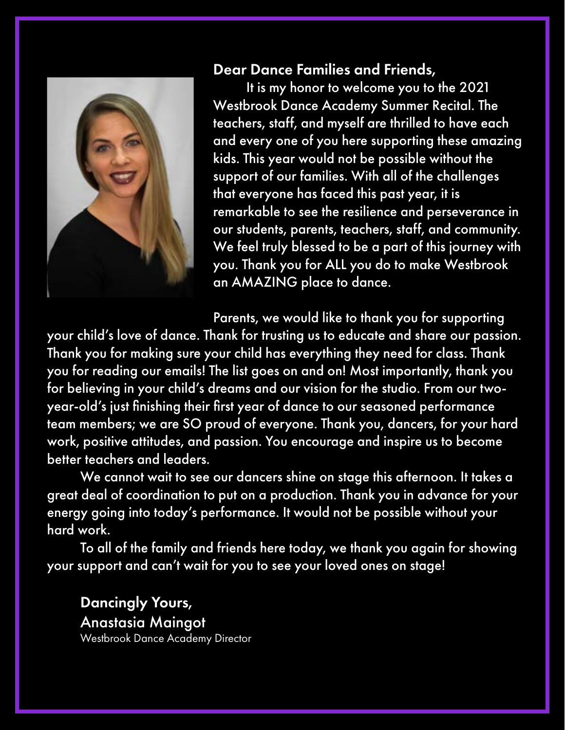**Dear Dance Families and Friends,**

It is my honor to welcome you to the 2021 Westbrook Dance Academy Summer Recital. The teachers, staff, and myself are thrilled to have each and every one of you here supporting these amazing kids. This year would not be possible without the support of our families. With all of the challenges that everyone has faced this past year, it is remarkable to see the resilience and perseverance in our students, parents, teachers, staff, and community. We feel truly blessed to be a part of this journey with you. Thank you for ALL you do to make Westbrook an AMAZING place to dance.

Parents, we would like to thank you for supporting your child's love of dance. Thank for trusting us to educate and share our passion. Thank you for making sure your child has everything they need for class. Thank you for reading our emails! The list goes on and on! Most importantly, thank you for believing in your child's dreams and our vision for the studio. From our two-year-old's just finishing their first year of dance to our seasoned performance team members; we are SO proud of everyone. Thank you, dancers, for your hard work, positive attitudes, and passion. You encourage and inspire us to become better teachers and leaders.

We cannot wait to see our dancers shine on stage this afternoon. It takes a great deal of coordination to put on a production. Thank you in advance for your energy going into today's performance. It would not be possible without your hard work.

To all of the family and friends here today, we thank you again for showing your support and can't wait for you to see your loved ones on stage!

**Dancingly Yours,**
**Anastasia Maingot**
Westbrook Dance Academy Director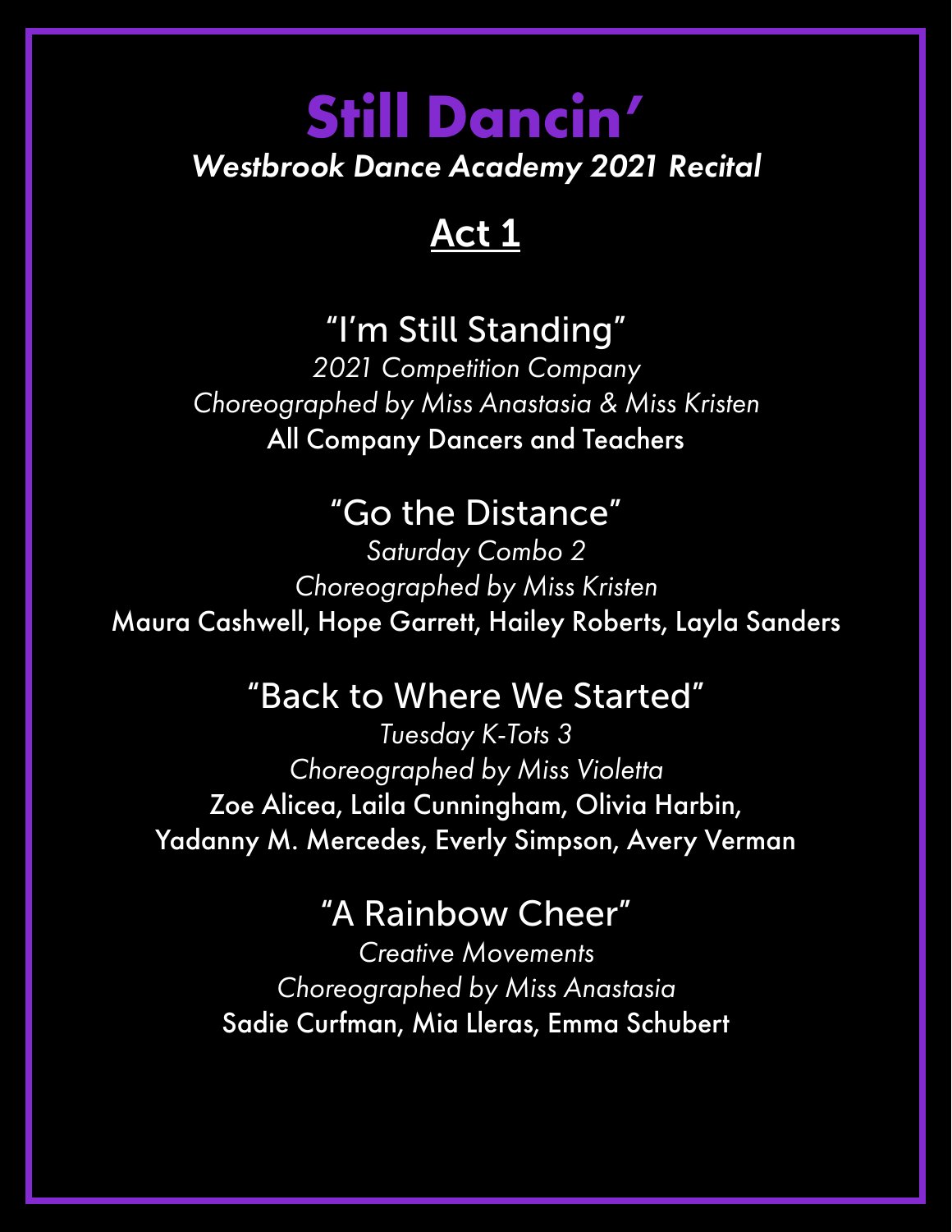# Still Dancin'

***Westbrook Dance Academy 2021 Recital***

## Act 1

### "I'm Still Standing"

*2021 Competition Company*

*Choreographed by Miss Anastasia & Miss Kristen*

All Company Dancers and Teachers

### "Go the Distance"

*Saturday Combo 2*

*Choreographed by Miss Kristen*

Maura Cashwell, Hope Garrett, Hailey Roberts, Layla Sanders

### "Back to Where We Started"

*Tuesday K-Tots 3*

*Choreographed by Miss Violetta*

Zoe Alicea, Laila Cunningham, Olivia Harbin, Yadanny M. Mercedes, Everly Simpson, Avery Verman

### "A Rainbow Cheer"

*Creative Movements*

*Choreographed by Miss Anastasia*

Sadie Curfman, Mia Lleras, Emma Schubert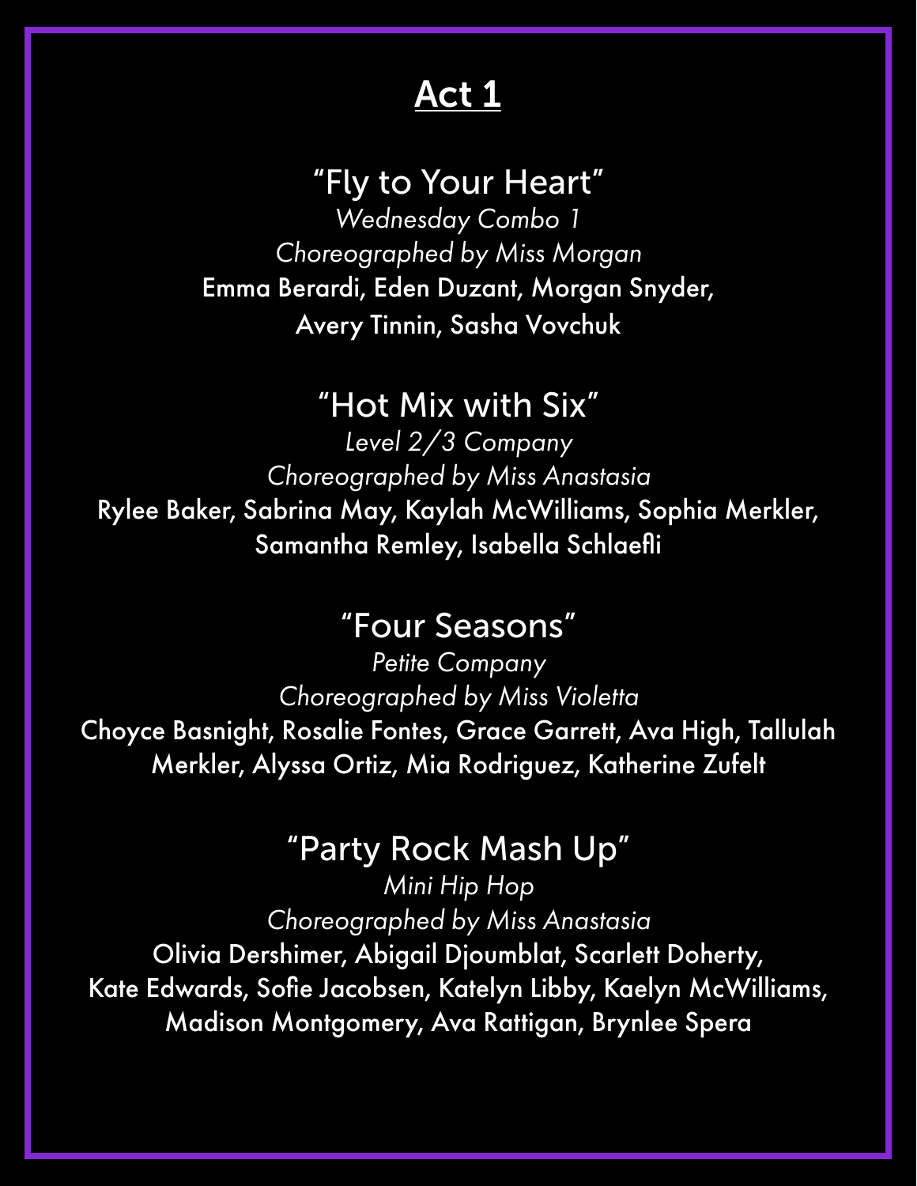## Act 1

### "Fly to Your Heart"

*Wednesday Combo 1*

*Choreographed by Miss Morgan*

Emma Berardi, Eden Duzant, Morgan Snyder, Avery Tinnin, Sasha Vovchuk

### "Hot Mix with Six"

*Level 2/3 Company*

*Choreographed by Miss Anastasia*

Rylee Baker, Sabrina May, Kaylah McWilliams, Sophia Merkler, Samantha Remley, Isabella Schlaefli

### "Four Seasons"

*Petite Company*

*Choreographed by Miss Violetta*

Choyce Basnight, Rosalie Fontes, Grace Garrett, Ava High, Tallulah Merkler, Alyssa Ortiz, Mia Rodriguez, Katherine Zufelt

### "Party Rock Mash Up"

*Mini Hip Hop*

*Choreographed by Miss Anastasia*

Olivia Dershimer, Abigail Djoumblat, Scarlett Doherty, Kate Edwards, Sofie Jacobsen, Katelyn Libby, Kaelyn McWilliams, Madison Montgomery, Ava Rattigan, Brynlee Spera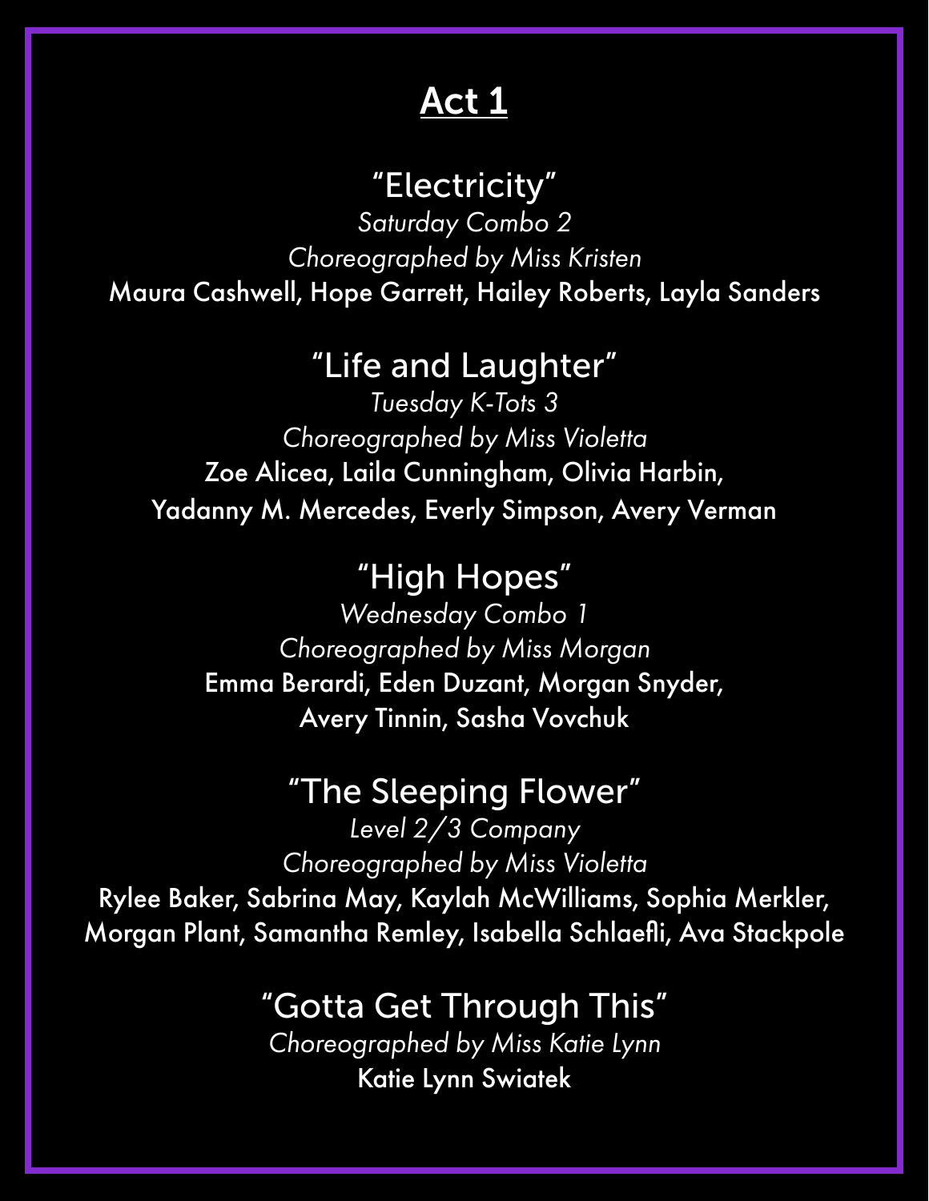# Act 1

## "Electricity"

*Saturday Combo 2*

*Choreographed by Miss Kristen*

Maura Cashwell, Hope Garrett, Hailey Roberts, Layla Sanders

## "Life and Laughter"

*Tuesday K-Tots 3*

*Choreographed by Miss Violetta*

Zoe Alicea, Laila Cunningham, Olivia Harbin,
Yadanny M. Mercedes, Everly Simpson, Avery Verman

## "High Hopes"

*Wednesday Combo 1*

*Choreographed by Miss Morgan*

Emma Berardi, Eden Duzant, Morgan Snyder,
Avery Tinnin, Sasha Vovchuk

## "The Sleeping Flower"

*Level 2/3 Company*

*Choreographed by Miss Violetta*

Rylee Baker, Sabrina May, Kaylah McWilliams, Sophia Merkler,
Morgan Plant, Samantha Remley, Isabella Schlaefli, Ava Stackpole

## "Gotta Get Through This"

*Choreographed by Miss Katie Lynn*

Katie Lynn Swiatek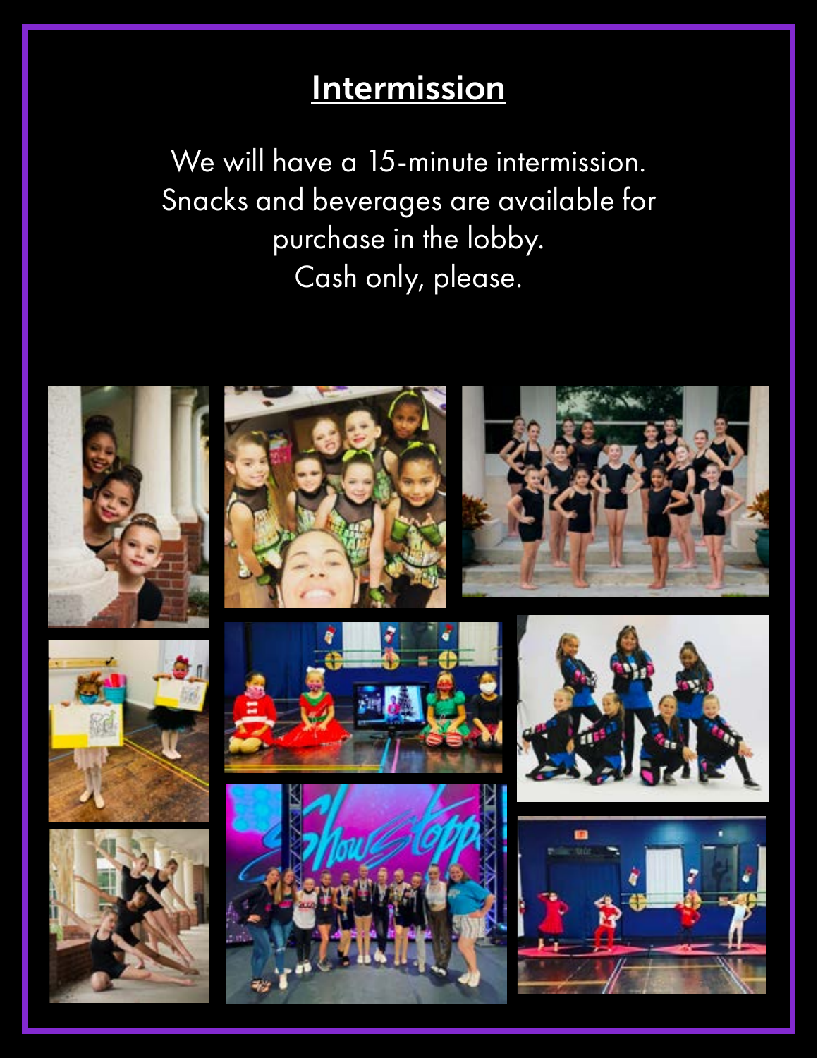# Intermission

We will have a 15-minute intermission.
Snacks and beverages are available for purchase in the lobby.
Cash only, please.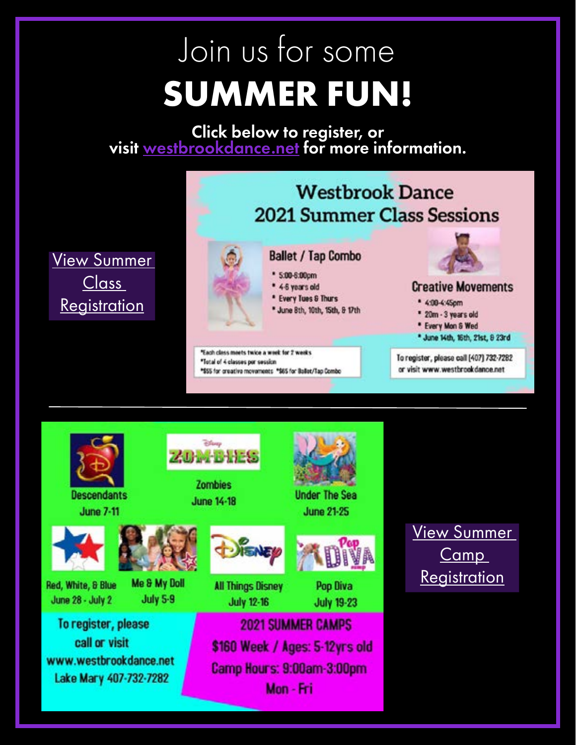Join us for some

# SUMMER FUN!

**Click below to register, or visit westbrookdance.net for more information.**

View Summer Class Registration

## Westbrook Dance 2021 Summer Class Sessions

### Ballet / Tap Combo

- 5:00-6:00pm
- 4-6 years old
- Every Tues & Thurs
- June 8th, 10th, 15th, & 17th

### Creative Movements

- 4:00-4:45pm
- 20m - 3 years old
- Every Mon & Wed
- June 14th, 16th, 21st, & 23rd

*Each class meets twice a week for 2 weeks
*Total of 4 classes per session
*$55 for creative movements *$65 for Ballet/Tap Combo

To register, please call (407) 732-7282 or visit www.westbrookdance.net

---

Descendants
June 7-11

Zombies
June 14-18

Under The Sea
June 21-25

Red, White, & Blue
June 28 - July 2

Me & My Doll
July 5-9

All Things Disney
July 12-16

Pop Diva
July 19-23

To register, please call or visit www.westbrookdance.net Lake Mary 407-732-7282

**2021 SUMMER CAMPS**
$160 Week / Ages: 5-12yrs old
Camp Hours: 9:00am-3:00pm
Mon - Fri

View Summer Camp Registration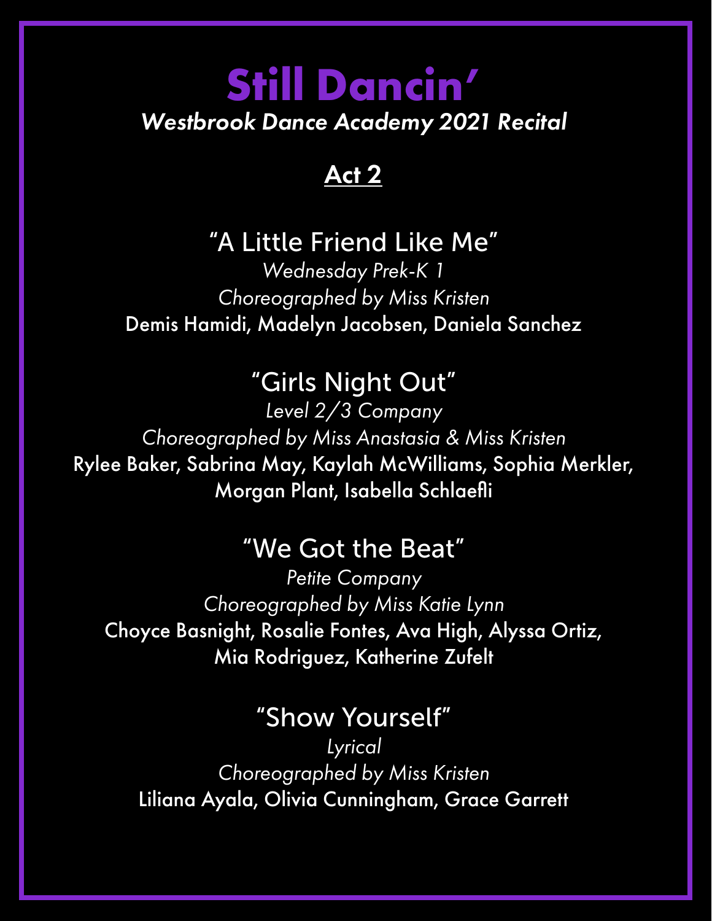# Still Dancin'

***Westbrook Dance Academy 2021 Recital***

## Act 2

### "A Little Friend Like Me"

*Wednesday Prek-K 1*

*Choreographed by Miss Kristen*

Demis Hamidi, Madelyn Jacobsen, Daniela Sanchez

### "Girls Night Out"

*Level 2/3 Company*

*Choreographed by Miss Anastasia & Miss Kristen*

Rylee Baker, Sabrina May, Kaylah McWilliams, Sophia Merkler, Morgan Plant, Isabella Schlaefli

### "We Got the Beat"

*Petite Company*

*Choreographed by Miss Katie Lynn*

Choyce Basnight, Rosalie Fontes, Ava High, Alyssa Ortiz, Mia Rodriguez, Katherine Zufelt

### "Show Yourself"

*Lyrical*

*Choreographed by Miss Kristen*

Liliana Ayala, Olivia Cunningham, Grace Garrett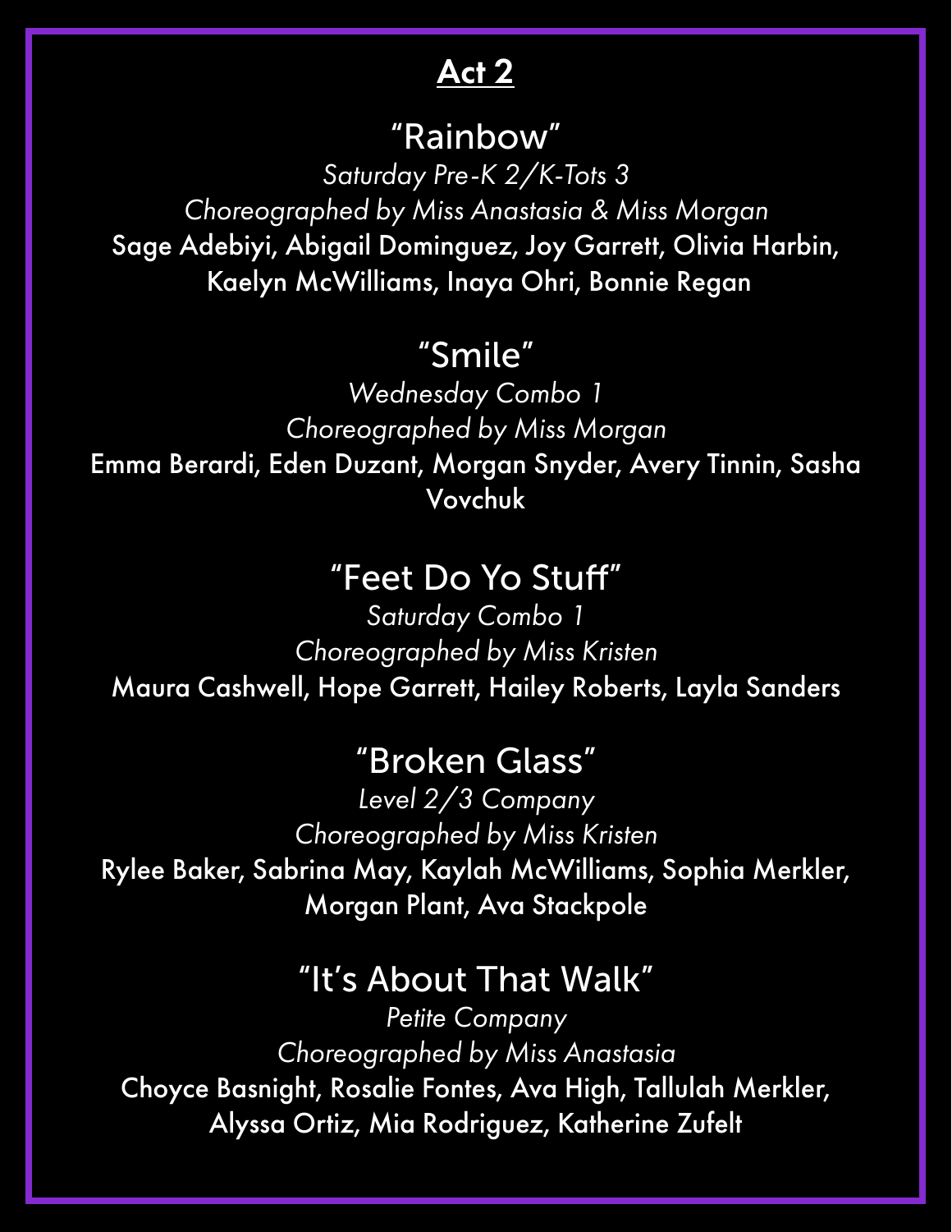## Act 2

### "Rainbow"

*Saturday Pre-K 2/K-Tots 3*

*Choreographed by Miss Anastasia & Miss Morgan*

Sage Adebiyi, Abigail Dominguez, Joy Garrett, Olivia Harbin, Kaelyn McWilliams, Inaya Ohri, Bonnie Regan

### "Smile"

*Wednesday Combo 1*

*Choreographed by Miss Morgan*

Emma Berardi, Eden Duzant, Morgan Snyder, Avery Tinnin, Sasha Vovchuk

### "Feet Do Yo Stuff"

*Saturday Combo 1*

*Choreographed by Miss Kristen*

Maura Cashwell, Hope Garrett, Hailey Roberts, Layla Sanders

### "Broken Glass"

*Level 2/3 Company*

*Choreographed by Miss Kristen*

Rylee Baker, Sabrina May, Kaylah McWilliams, Sophia Merkler, Morgan Plant, Ava Stackpole

### "It's About That Walk"

*Petite Company*

*Choreographed by Miss Anastasia*

Choyce Basnight, Rosalie Fontes, Ava High, Tallulah Merkler, Alyssa Ortiz, Mia Rodriguez, Katherine Zufelt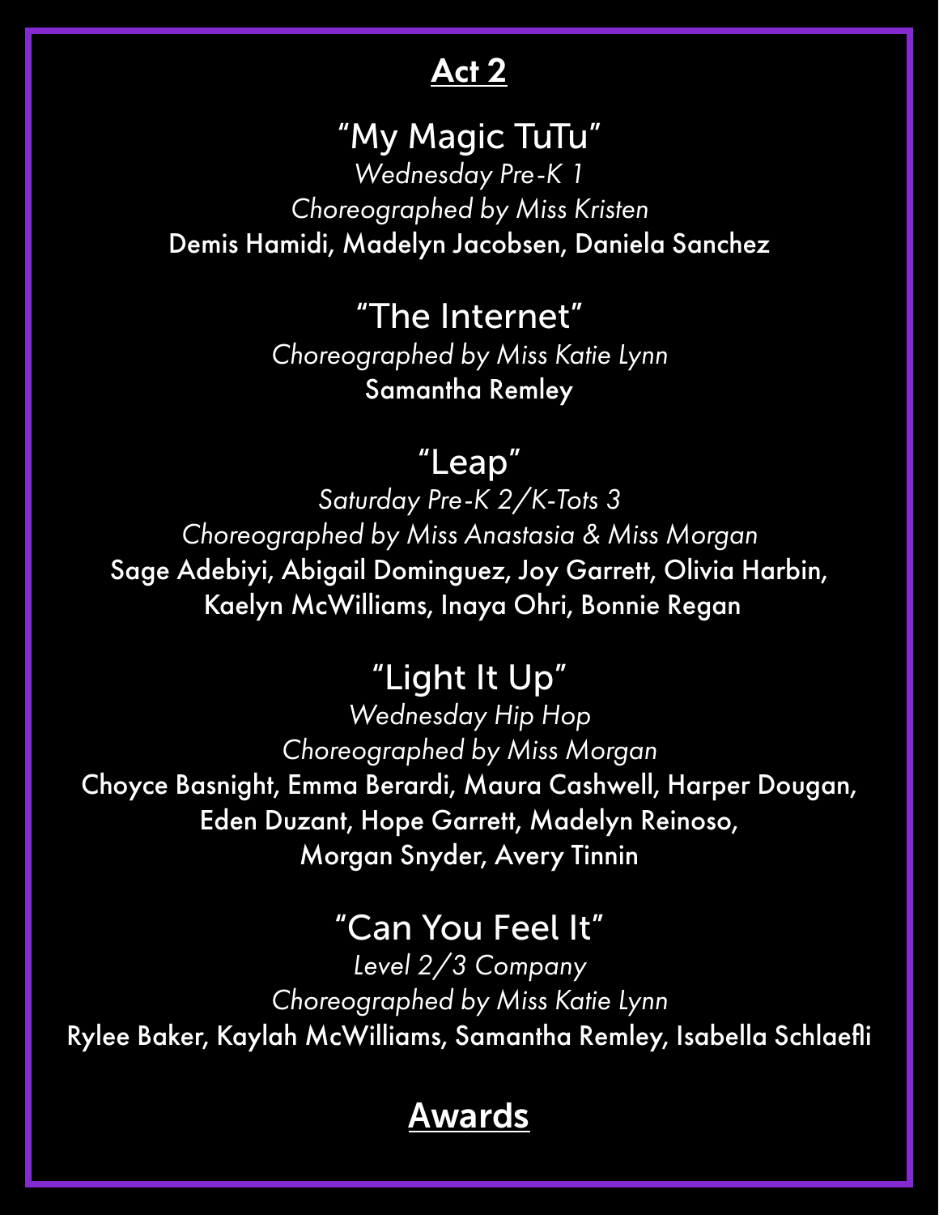## Act 2

### "My Magic TuTu"

*Wednesday Pre-K 1*

*Choreographed by Miss Kristen*

Demis Hamidi, Madelyn Jacobsen, Daniela Sanchez

### "The Internet"

*Choreographed by Miss Katie Lynn*

Samantha Remley

### "Leap"

*Saturday Pre-K 2/K-Tots 3*

*Choreographed by Miss Anastasia & Miss Morgan*

Sage Adebiyi, Abigail Dominguez, Joy Garrett, Olivia Harbin, Kaelyn McWilliams, Inaya Ohri, Bonnie Regan

### "Light It Up"

*Wednesday Hip Hop*

*Choreographed by Miss Morgan*

Choyce Basnight, Emma Berardi, Maura Cashwell, Harper Dougan, Eden Duzant, Hope Garrett, Madelyn Reinoso, Morgan Snyder, Avery Tinnin

### "Can You Feel It"

*Level 2/3 Company*

*Choreographed by Miss Katie Lynn*

Rylee Baker, Kaylah McWilliams, Samantha Remley, Isabella Schlaefli

## Awards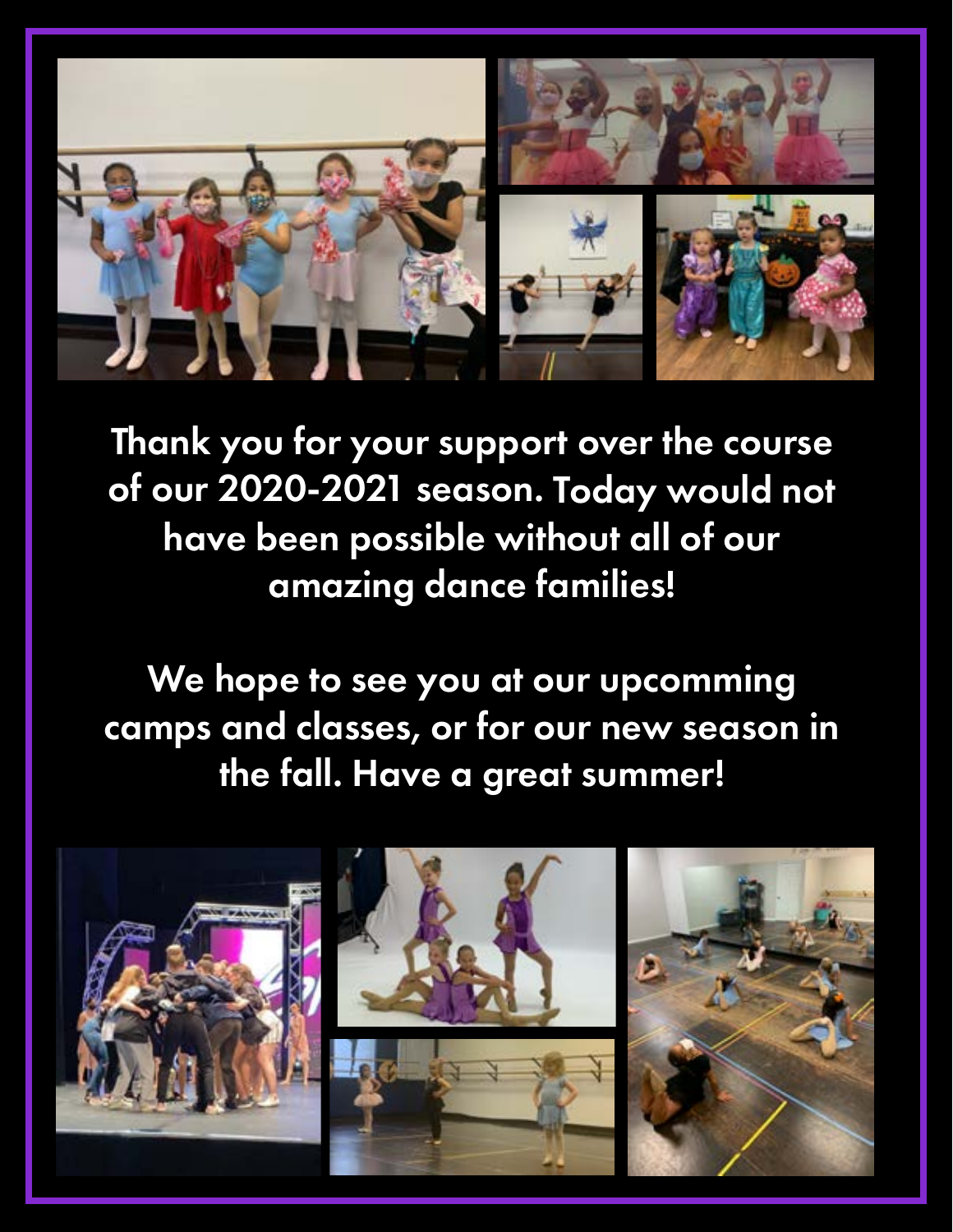Thank you for your support over the course of our 2020-2021 season. Today would not have been possible without all of our amazing dance families!

We hope to see you at our upcomming camps and classes, or for our new season in the fall. Have a great summer!